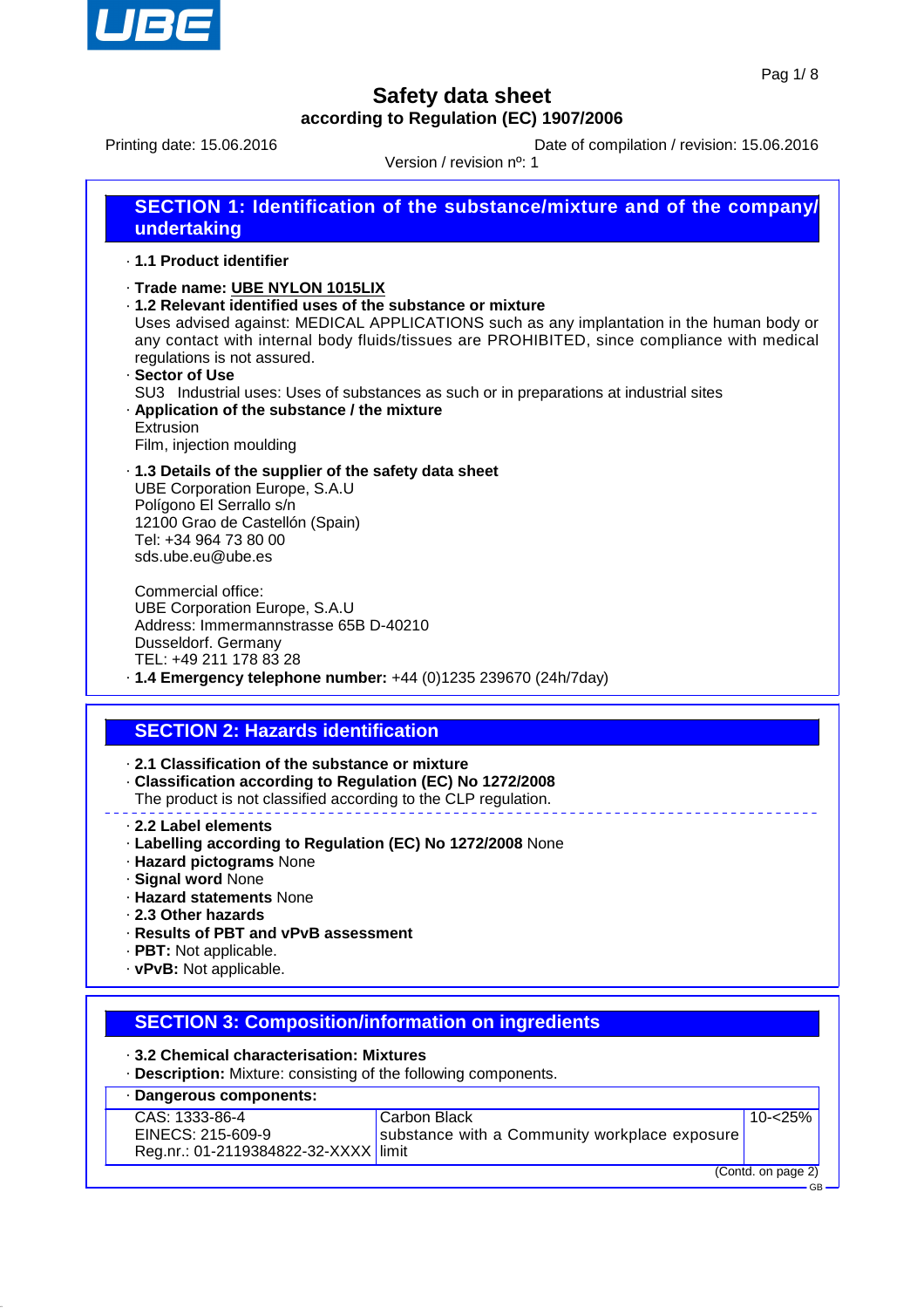# Safety data sheet

**according to Regulation (EC) 1907/2006**

Printing date: 15.06.2016 Date of compilation / revision: 15.06.2016

Version / revision nº: 1

## SECTION 1: Identification of the substance/mixture and of the company/ undertaking

· **1.1 Product identifier**

· **Trade name: UBE NYLON 1015LIX**

· **1.2 Relevant identified uses of the substance or mixture**

Uses advised against: MEDICAL APPLICATIONS such as any implantation in the human body or any contact with internal body fluids/tissues are PROHIBITED, since compliance with medical regulations is not assured.

· **Sector of Use**

SU3 Industrial uses: Uses of substances as such or in preparations at industrial sites

· **Application of the substance / the mixture**

Extrusion

Film, injection moulding

· **1.3 Details of the supplier of the safety data sheet**

UBE Corporation Europe, S.A.U
Polígono El Serrallo s/n
12100 Grao de Castellón (Spain)
Tel: +34 964 73 80 00
sds.ube.eu@ube.es

Commercial office:
UBE Corporation Europe, S.A.U
Address: Immermannstrasse 65B D-40210
Dusseldorf. Germany
TEL: +49 211 178 83 28

· **1.4 Emergency telephone number:** +44 (0)1235 239670 (24h/7day)

## SECTION 2: Hazards identification

· **2.1 Classification of the substance or mixture**

· **Classification according to Regulation (EC) No 1272/2008**

The product is not classified according to the CLP regulation.

· **2.2 Label elements**

· **Labelling according to Regulation (EC) No 1272/2008** None

· **Hazard pictograms** None

· **Signal word** None

· **Hazard statements** None

· **2.3 Other hazards**

· **Results of PBT and vPvB assessment**

· **PBT:** Not applicable.

· **vPvB:** Not applicable.

## SECTION 3: Composition/information on ingredients

· **3.2 Chemical characterisation: Mixtures**

· **Description:** Mixture: consisting of the following components.

| · **Dangerous components:** | | |
|---|---|---|
| CAS: 1333-86-4<br>EINECS: 215-609-9<br>Reg.nr.: 01-2119384822-32-XXXX | Carbon Black<br>substance with a Community workplace exposure limit | 10-<25% |

(Contd. on page 2)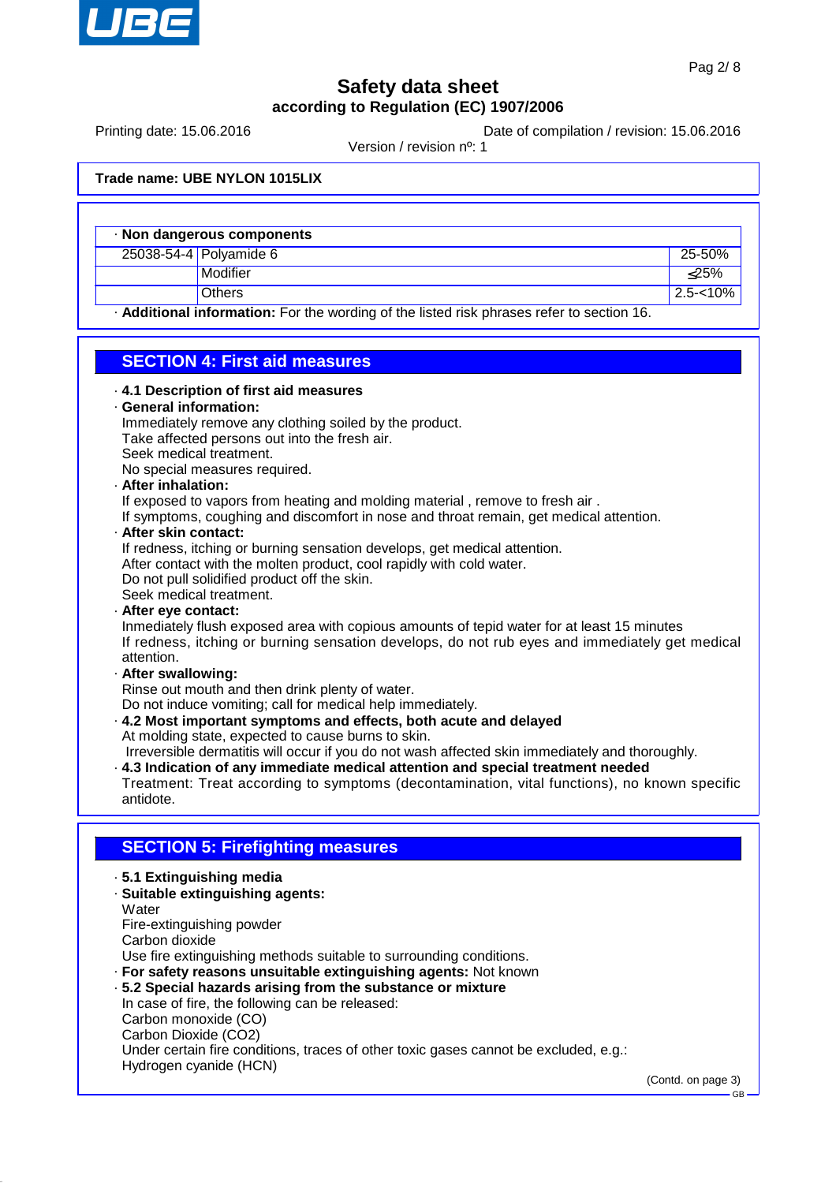**Trade name: UBE NYLON 1015LIX**

| · Non dangerous components | | |
|---|---|---|
| 25038-54-4 | Polyamide 6 | 25-50% |
| | Modifier | ≤25% |
| | Others | 2.5-<10% |

· **Additional information:** For the wording of the listed risk phrases refer to section 16.

## SECTION 4: First aid measures

· **4.1 Description of first aid measures**

· **General information:**
Immediately remove any clothing soiled by the product.
Take affected persons out into the fresh air.
Seek medical treatment.
No special measures required.

· **After inhalation:**
If exposed to vapors from heating and molding material , remove to fresh air .
If symptoms, coughing and discomfort in nose and throat remain, get medical attention.

· **After skin contact:**
If redness, itching or burning sensation develops, get medical attention.
After contact with the molten product, cool rapidly with cold water.
Do not pull solidified product off the skin.
Seek medical treatment.

· **After eye contact:**
Inmediately flush exposed area with copious amounts of tepid water for at least 15 minutes
If redness, itching or burning sensation develops, do not rub eyes and immediately get medical attention.

· **After swallowing:**
Rinse out mouth and then drink plenty of water.
Do not induce vomiting; call for medical help immediately.

· **4.2 Most important symptoms and effects, both acute and delayed**
At molding state, expected to cause burns to skin.
Irreversible dermatitis will occur if you do not wash affected skin immediately and thoroughly.

· **4.3 Indication of any immediate medical attention and special treatment needed**
Treatment: Treat according to symptoms (decontamination, vital functions), no known specific antidote.

## SECTION 5: Firefighting measures

· **5.1 Extinguishing media**

· **Suitable extinguishing agents:**
Water
Fire-extinguishing powder
Carbon dioxide
Use fire extinguishing methods suitable to surrounding conditions.

· **For safety reasons unsuitable extinguishing agents:** Not known

· **5.2 Special hazards arising from the substance or mixture**
In case of fire, the following can be released:
Carbon monoxide (CO)
Carbon Dioxide ($CO_2$)
Under certain fire conditions, traces of other toxic gases cannot be excluded, e.g.:
Hydrogen cyanide (HCN)

(Contd. on page 3)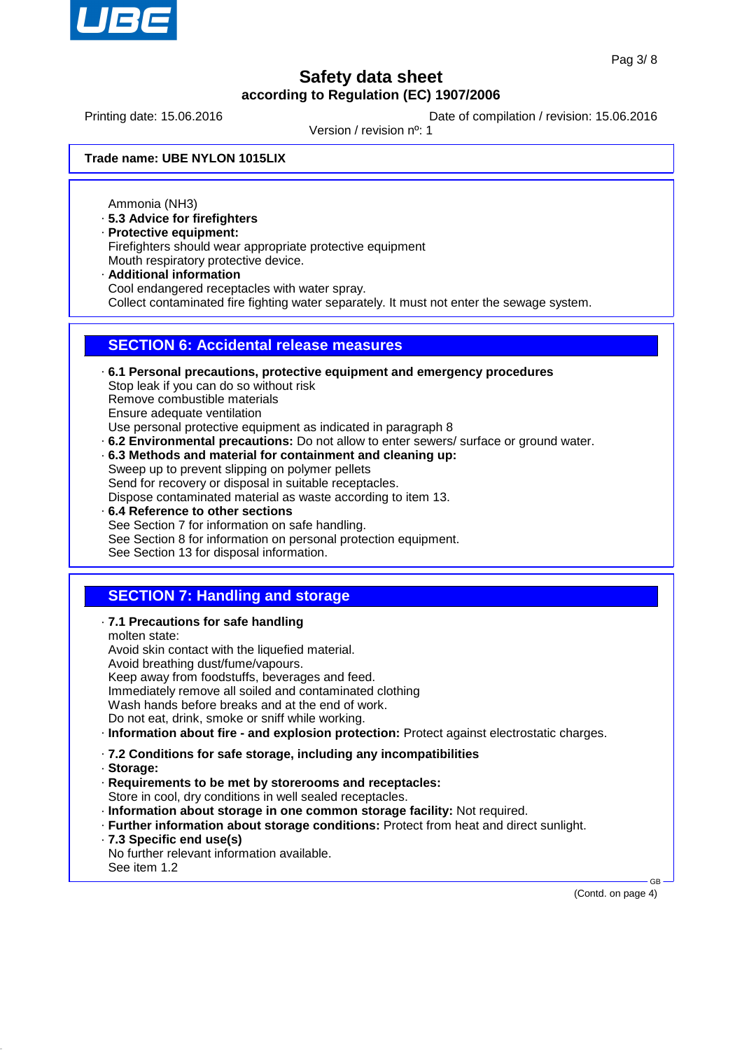Ammonia ($NH_3$)

· **5.3 Advice for firefighters**

· **Protective equipment:**
Firefighters should wear appropriate protective equipment
Mouth respiratory protective device.

· **Additional information**
Cool endangered receptacles with water spray.
Collect contaminated fire fighting water separately. It must not enter the sewage system.

## SECTION 6: Accidental release measures

· **6.1 Personal precautions, protective equipment and emergency procedures**
Stop leak if you can do so without risk
Remove combustible materials
Ensure adequate ventilation
Use personal protective equipment as indicated in paragraph 8

· **6.2 Environmental precautions:** Do not allow to enter sewers/ surface or ground water.

· **6.3 Methods and material for containment and cleaning up:**
Sweep up to prevent slipping on polymer pellets
Send for recovery or disposal in suitable receptacles.
Dispose contaminated material as waste according to item 13.

· **6.4 Reference to other sections**
See Section 7 for information on safe handling.
See Section 8 for information on personal protection equipment.
See Section 13 for disposal information.

## SECTION 7: Handling and storage

· **7.1 Precautions for safe handling**
molten state:
Avoid skin contact with the liquefied material.
Avoid breathing dust/fume/vapours.
Keep away from foodstuffs, beverages and feed.
Immediately remove all soiled and contaminated clothing
Wash hands before breaks and at the end of work.
Do not eat, drink, smoke or sniff while working.

· **Information about fire - and explosion protection:** Protect against electrostatic charges.

· **7.2 Conditions for safe storage, including any incompatibilities**

· **Storage:**

· **Requirements to be met by storerooms and receptacles:**
Store in cool, dry conditions in well sealed receptacles.

· **Information about storage in one common storage facility:** Not required.

· **Further information about storage conditions:** Protect from heat and direct sunlight.

· **7.3 Specific end use(s)**
No further relevant information available.
See item 1.2

(Contd. on page 4)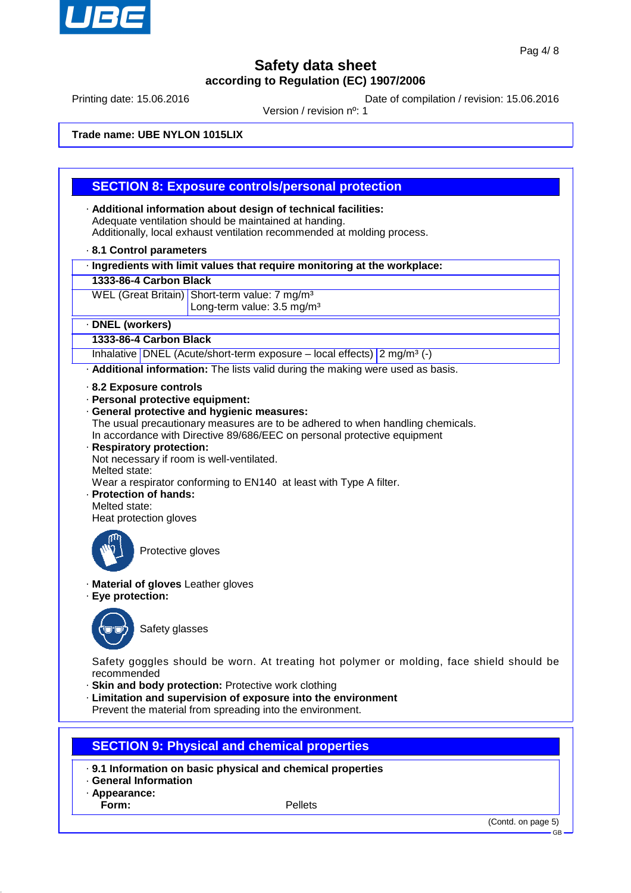# Safety data sheet
## according to Regulation (EC) 1907/2006

Printing date: 15.06.2016 | Date of compilation / revision: 15.06.2016

Version / revision nº: 1

**Trade name: UBE NYLON 1015LIX**

## SECTION 8: Exposure controls/personal protection

· **Additional information about design of technical facilities:**
Adequate ventilation should be maintained at handing.
Additionally, local exhaust ventilation recommended at molding process.

· **8.1 Control parameters**

| · **Ingredients with limit values that require monitoring at the workplace:** | |
|---|---|
| **1333-86-4 Carbon Black** | |
| WEL (Great Britain) | Short-term value: 7 mg/m³<br>Long-term value: 3.5 mg/m³ |

| · **DNEL (workers)** | | |
|---|---|---|
| **1333-86-4 Carbon Black** | | |
| Inhalative | DNEL (Acute/short-term exposure – local effects) | 2 mg/m³ (-) |

· **Additional information:** The lists valid during the making were used as basis.

· **8.2 Exposure controls**
· **Personal protective equipment:**
· **General protective and hygienic measures:**
The usual precautionary measures are to be adhered to when handling chemicals.
In accordance with Directive 89/686/EEC on personal protective equipment
· **Respiratory protection:**
Not necessary if room is well-ventilated.
Melted state:
Wear a respirator conforming to EN140 at least with Type A filter.
· **Protection of hands:**
Melted state:
Heat protection gloves

Protective gloves

· **Material of gloves** Leather gloves
· **Eye protection:**

Safety glasses

Safety goggles should be worn. At treating hot polymer or molding, face shield should be recommended
· **Skin and body protection:** Protective work clothing
· **Limitation and supervision of exposure into the environment**
Prevent the material from spreading into the environment.

## SECTION 9: Physical and chemical properties

· **9.1 Information on basic physical and chemical properties**
· **General Information**
· **Appearance:**

| **Form:** | Pellets |
|---|---|

(Contd. on page 5)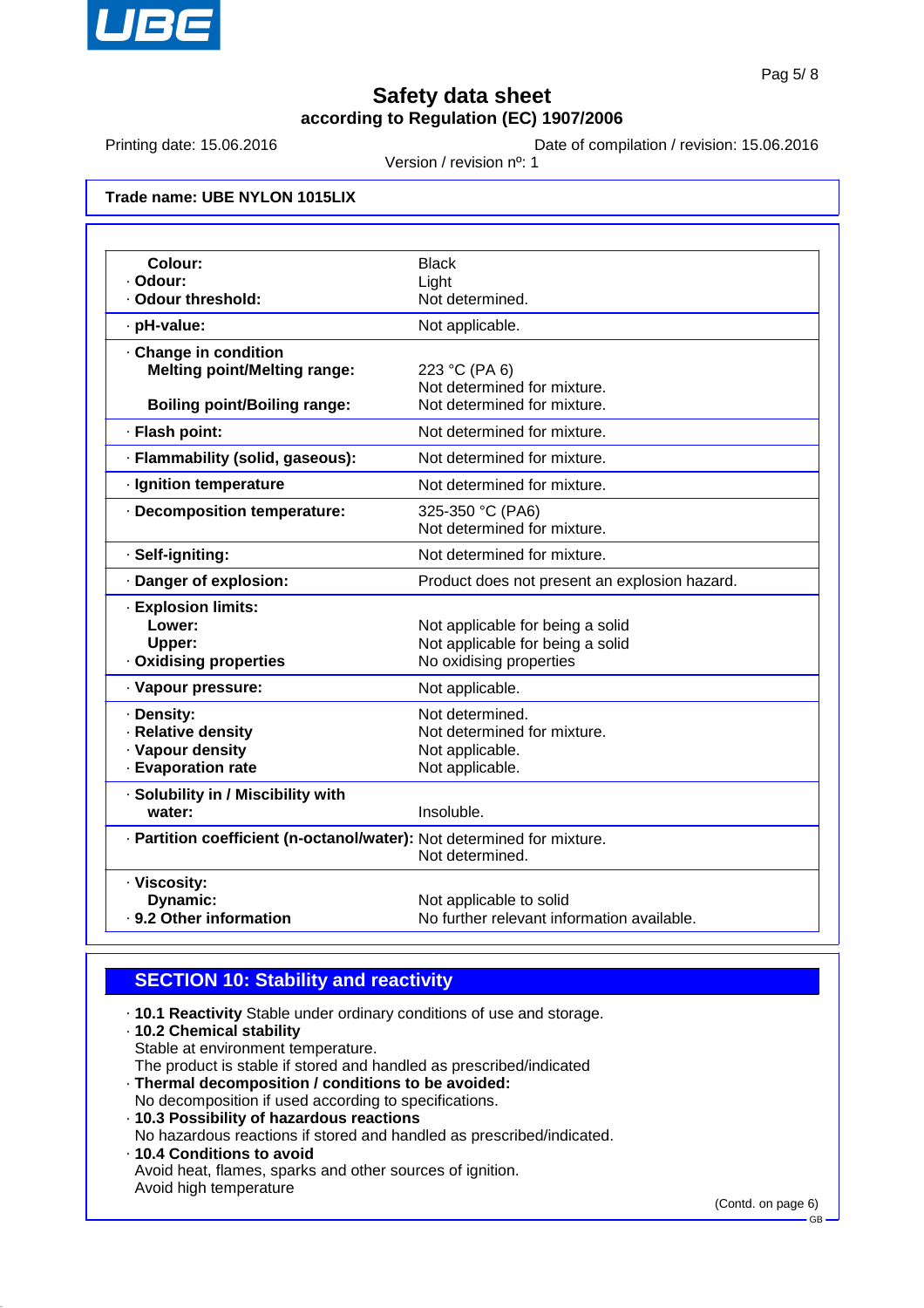# Safety data sheet

**according to Regulation (EC) 1907/2006**

Printing date: 15.06.2016 | Date of compilation / revision: 15.06.2016

Version / revision nº: 1

**Trade name: UBE NYLON 1015LIX**

| | |
|---|---|
| **Colour:** | Black |
| · **Odour:** | Light |
| · **Odour threshold:** | Not determined. |
| · **pH-value:** | Not applicable. |
| · **Change in condition** | |
| **Melting point/Melting range:** | 223 °C (PA 6)<br>Not determined for mixture. |
| **Boiling point/Boiling range:** | Not determined for mixture. |
| · **Flash point:** | Not determined for mixture. |
| · **Flammability (solid, gaseous):** | Not determined for mixture. |
| · **Ignition temperature** | Not determined for mixture. |
| · **Decomposition temperature:** | 325-350 °C (PA6)<br>Not determined for mixture. |
| · **Self-igniting:** | Not determined for mixture. |
| · **Danger of explosion:** | Product does not present an explosion hazard. |
| · **Explosion limits:** | |
| **Lower:** | Not applicable for being a solid |
| **Upper:** | Not applicable for being a solid |
| · **Oxidising properties** | No oxidising properties |
| · **Vapour pressure:** | Not applicable. |
| · **Density:** | Not determined. |
| · **Relative density** | Not determined for mixture. |
| · **Vapour density** | Not applicable. |
| · **Evaporation rate** | Not applicable. |
| · **Solubility in / Miscibility with water:** | Insoluble. |
| · **Partition coefficient (n-octanol/water):** | Not determined for mixture.<br>Not determined. |
| · **Viscosity:** | |
| **Dynamic:** | Not applicable to solid |
| · **9.2 Other information** | No further relevant information available. |

## SECTION 10: Stability and reactivity

· **10.1 Reactivity** Stable under ordinary conditions of use and storage.

· **10.2 Chemical stability**
Stable at environment temperature.
The product is stable if stored and handled as prescribed/indicated

· **Thermal decomposition / conditions to be avoided:**
No decomposition if used according to specifications.

· **10.3 Possibility of hazardous reactions**
No hazardous reactions if stored and handled as prescribed/indicated.

· **10.4 Conditions to avoid**
Avoid heat, flames, sparks and other sources of ignition.
Avoid high temperature

(Contd. on page 6)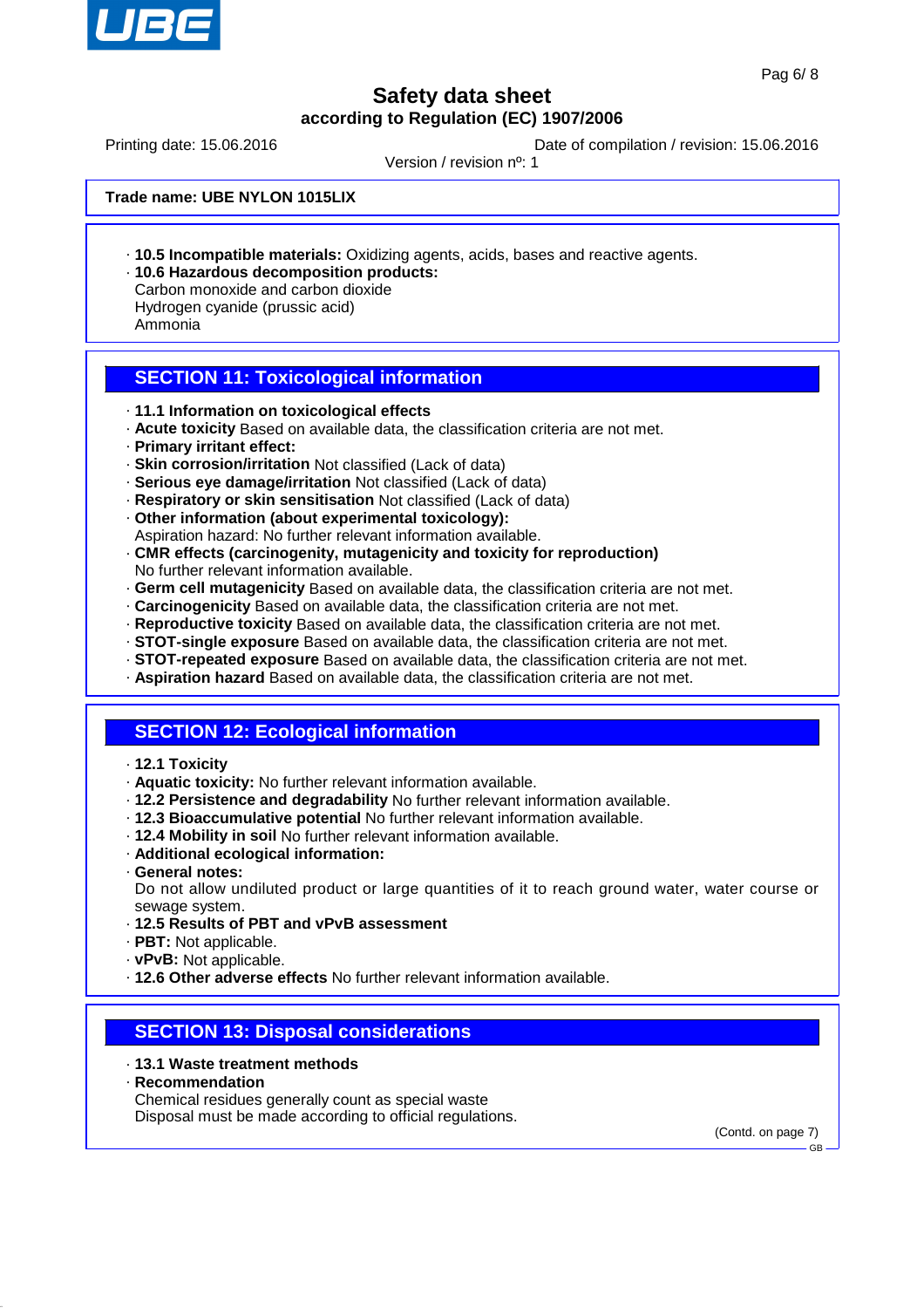**Trade name: UBE NYLON 1015LIX**

· **10.5 Incompatible materials:** Oxidizing agents, acids, bases and reactive agents.
· **10.6 Hazardous decomposition products:**
Carbon monoxide and carbon dioxide
Hydrogen cyanide (prussic acid)
Ammonia

## SECTION 11: Toxicological information

· **11.1 Information on toxicological effects**
· **Acute toxicity** Based on available data, the classification criteria are not met.
· **Primary irritant effect:**
· **Skin corrosion/irritation** Not classified (Lack of data)
· **Serious eye damage/irritation** Not classified (Lack of data)
· **Respiratory or skin sensitisation** Not classified (Lack of data)
· **Other information (about experimental toxicology):**
Aspiration hazard: No further relevant information available.
· **CMR effects (carcinogenity, mutagenicity and toxicity for reproduction)**
No further relevant information available.
· **Germ cell mutagenicity** Based on available data, the classification criteria are not met.
· **Carcinogenicity** Based on available data, the classification criteria are not met.
· **Reproductive toxicity** Based on available data, the classification criteria are not met.
· **STOT-single exposure** Based on available data, the classification criteria are not met.
· **STOT-repeated exposure** Based on available data, the classification criteria are not met.
· **Aspiration hazard** Based on available data, the classification criteria are not met.

## SECTION 12: Ecological information

· **12.1 Toxicity**
· **Aquatic toxicity:** No further relevant information available.
· **12.2 Persistence and degradability** No further relevant information available.
· **12.3 Bioaccumulative potential** No further relevant information available.
· **12.4 Mobility in soil** No further relevant information available.
· **Additional ecological information:**
· **General notes:**
Do not allow undiluted product or large quantities of it to reach ground water, water course or sewage system.
· **12.5 Results of PBT and vPvB assessment**
· **PBT:** Not applicable.
· **vPvB:** Not applicable.
· **12.6 Other adverse effects** No further relevant information available.

## SECTION 13: Disposal considerations

· **13.1 Waste treatment methods**
· **Recommendation**
Chemical residues generally count as special waste
Disposal must be made according to official regulations.

(Contd. on page 7)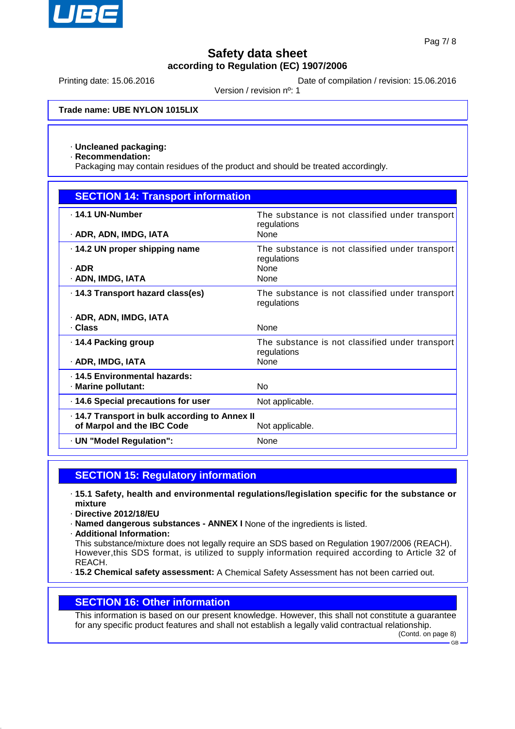**Trade name: UBE NYLON 1015LIX**

· **Uncleaned packaging:**
· **Recommendation:**
Packaging may contain residues of the product and should be treated accordingly.

## SECTION 14: Transport information

| | |
|---|---|
| · **14.1 UN-Number** | The substance is not classified under transport regulations |
| · **ADR, ADN, IMDG, IATA** | None |
| · **14.2 UN proper shipping name** | The substance is not classified under transport regulations |
| · **ADR** | None |
| · **ADN, IMDG, IATA** | None |
| · **14.3 Transport hazard class(es)** | The substance is not classified under transport regulations |
| · **ADR, ADN, IMDG, IATA** | |
| · **Class** | None |
| · **14.4 Packing group** | The substance is not classified under transport regulations |
| · **ADR, IMDG, IATA** | None |
| · **14.5 Environmental hazards:** | |
| · **Marine pollutant:** | No |
| · **14.6 Special precautions for user** | Not applicable. |
| · **14.7 Transport in bulk according to Annex II of Marpol and the IBC Code** | Not applicable. |
| · **UN "Model Regulation":** | None |

## SECTION 15: Regulatory information

· **15.1 Safety, health and environmental regulations/legislation specific for the substance or mixture**
· **Directive 2012/18/EU**
· **Named dangerous substances - ANNEX I** None of the ingredients is listed.
· **Additional Information:**
This substance/mixture does not legally require an SDS based on Regulation 1907/2006 (REACH). However,this SDS format, is utilized to supply information required according to Article 32 of REACH.
· **15.2 Chemical safety assessment:** A Chemical Safety Assessment has not been carried out.

## SECTION 16: Other information

This information is based on our present knowledge. However, this shall not constitute a guarantee for any specific product features and shall not establish a legally valid contractual relationship.

(Contd. on page 8)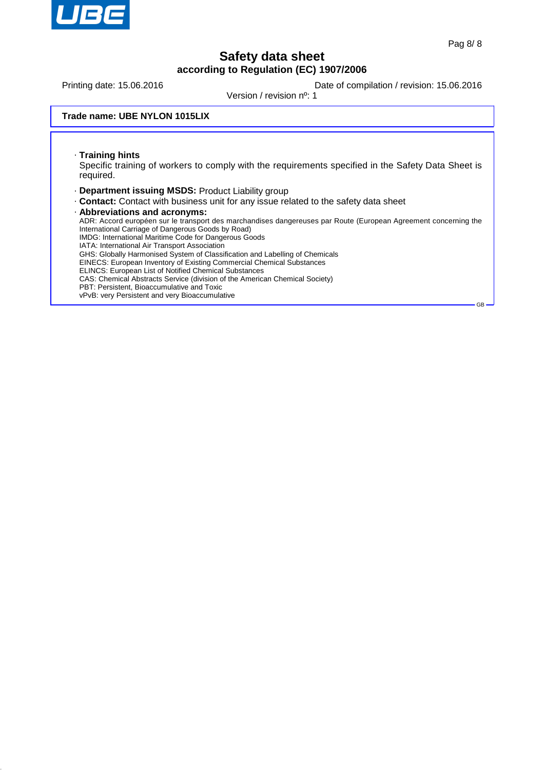**Trade name: UBE NYLON 1015LIX**

· **Training hints**
Specific training of workers to comply with the requirements specified in the Safety Data Sheet is required.

· **Department issuing MSDS:** Product Liability group

· **Contact:** Contact with business unit for any issue related to the safety data sheet

· **Abbreviations and acronyms:**
ADR: Accord européen sur le transport des marchandises dangereuses par Route (European Agreement concerning the International Carriage of Dangerous Goods by Road)
IMDG: International Maritime Code for Dangerous Goods
IATA: International Air Transport Association
GHS: Globally Harmonised System of Classification and Labelling of Chemicals
EINECS: European Inventory of Existing Commercial Chemical Substances
ELINCS: European List of Notified Chemical Substances
CAS: Chemical Abstracts Service (division of the American Chemical Society)
PBT: Persistent, Bioaccumulative and Toxic
vPvB: very Persistent and very Bioaccumulative